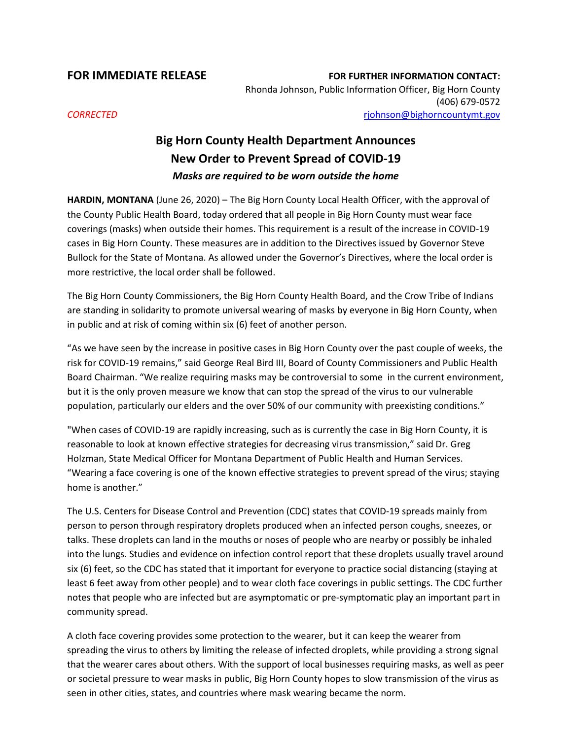**FOR IMMEDIATE RELEASE**

**FOR FURTHER INFORMATION CONTACT:**
Rhonda Johnson, Public Information Officer, Big Horn County
(406) 679-0572
[rjohnson@bighorncountymt.gov](mailto:rjohnson@bighorncountymt.gov)

*CORRECTED*

# Big Horn County Health Department Announces New Order to Prevent Spread of COVID-19

***Masks are required to be worn outside the home***

**HARDIN, MONTANA** (June 26, 2020) – The Big Horn County Local Health Officer, with the approval of the County Public Health Board, today ordered that all people in Big Horn County must wear face coverings (masks) when outside their homes. This requirement is a result of the increase in COVID-19 cases in Big Horn County. These measures are in addition to the Directives issued by Governor Steve Bullock for the State of Montana. As allowed under the Governor's Directives, where the local order is more restrictive, the local order shall be followed.

The Big Horn County Commissioners, the Big Horn County Health Board, and the Crow Tribe of Indians are standing in solidarity to promote universal wearing of masks by everyone in Big Horn County, when in public and at risk of coming within six (6) feet of another person.

"As we have seen by the increase in positive cases in Big Horn County over the past couple of weeks, the risk for COVID-19 remains," said George Real Bird III, Board of County Commissioners and Public Health Board Chairman. "We realize requiring masks may be controversial to some in the current environment, but it is the only proven measure we know that can stop the spread of the virus to our vulnerable population, particularly our elders and the over 50% of our community with preexisting conditions."

"When cases of COVID-19 are rapidly increasing, such as is currently the case in Big Horn County, it is reasonable to look at known effective strategies for decreasing virus transmission," said Dr. Greg Holzman, State Medical Officer for Montana Department of Public Health and Human Services. "Wearing a face covering is one of the known effective strategies to prevent spread of the virus; staying home is another."

The U.S. Centers for Disease Control and Prevention (CDC) states that COVID-19 spreads mainly from person to person through respiratory droplets produced when an infected person coughs, sneezes, or talks. These droplets can land in the mouths or noses of people who are nearby or possibly be inhaled into the lungs. Studies and evidence on infection control report that these droplets usually travel around six (6) feet, so the CDC has stated that it important for everyone to practice social distancing (staying at least 6 feet away from other people) and to wear cloth face coverings in public settings. The CDC further notes that people who are infected but are asymptomatic or pre-symptomatic play an important part in community spread.

A cloth face covering provides some protection to the wearer, but it can keep the wearer from spreading the virus to others by limiting the release of infected droplets, while providing a strong signal that the wearer cares about others. With the support of local businesses requiring masks, as well as peer or societal pressure to wear masks in public, Big Horn County hopes to slow transmission of the virus as seen in other cities, states, and countries where mask wearing became the norm.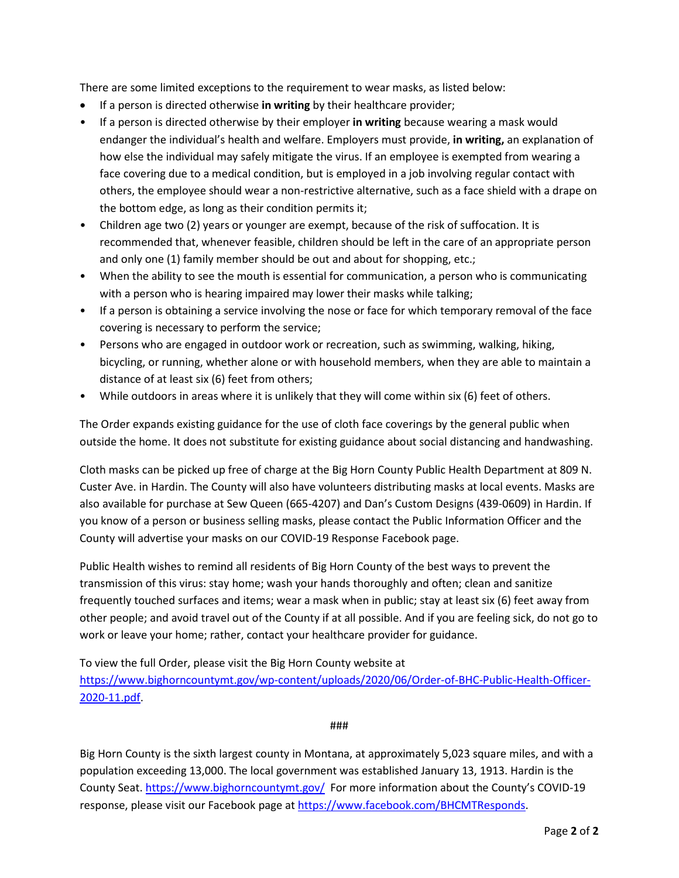There are some limited exceptions to the requirement to wear masks, as listed below:

- If a person is directed otherwise **in writing** by their healthcare provider;
- If a person is directed otherwise by their employer **in writing** because wearing a mask would endanger the individual's health and welfare. Employers must provide, **in writing,** an explanation of how else the individual may safely mitigate the virus. If an employee is exempted from wearing a face covering due to a medical condition, but is employed in a job involving regular contact with others, the employee should wear a non-restrictive alternative, such as a face shield with a drape on the bottom edge, as long as their condition permits it;
- Children age two (2) years or younger are exempt, because of the risk of suffocation. It is recommended that, whenever feasible, children should be left in the care of an appropriate person and only one (1) family member should be out and about for shopping, etc.;
- When the ability to see the mouth is essential for communication, a person who is communicating with a person who is hearing impaired may lower their masks while talking;
- If a person is obtaining a service involving the nose or face for which temporary removal of the face covering is necessary to perform the service;
- Persons who are engaged in outdoor work or recreation, such as swimming, walking, hiking, bicycling, or running, whether alone or with household members, when they are able to maintain a distance of at least six (6) feet from others;
- While outdoors in areas where it is unlikely that they will come within six (6) feet of others.

The Order expands existing guidance for the use of cloth face coverings by the general public when outside the home. It does not substitute for existing guidance about social distancing and handwashing.

Cloth masks can be picked up free of charge at the Big Horn County Public Health Department at 809 N. Custer Ave. in Hardin. The County will also have volunteers distributing masks at local events. Masks are also available for purchase at Sew Queen (665-4207) and Dan's Custom Designs (439-0609) in Hardin. If you know of a person or business selling masks, please contact the Public Information Officer and the County will advertise your masks on our COVID-19 Response Facebook page.

Public Health wishes to remind all residents of Big Horn County of the best ways to prevent the transmission of this virus: stay home; wash your hands thoroughly and often; clean and sanitize frequently touched surfaces and items; wear a mask when in public; stay at least six (6) feet away from other people; and avoid travel out of the County if at all possible. And if you are feeling sick, do not go to work or leave your home; rather, contact your healthcare provider for guidance.

To view the full Order, please visit the Big Horn County website at https://www.bighorncountymt.gov/wp-content/uploads/2020/06/Order-of-BHC-Public-Health-Officer-2020-11.pdf.

###

Big Horn County is the sixth largest county in Montana, at approximately 5,023 square miles, and with a population exceeding 13,000. The local government was established January 13, 1913. Hardin is the County Seat. https://www.bighorncountymt.gov/ For more information about the County's COVID-19 response, please visit our Facebook page at https://www.facebook.com/BHCMTResponds.